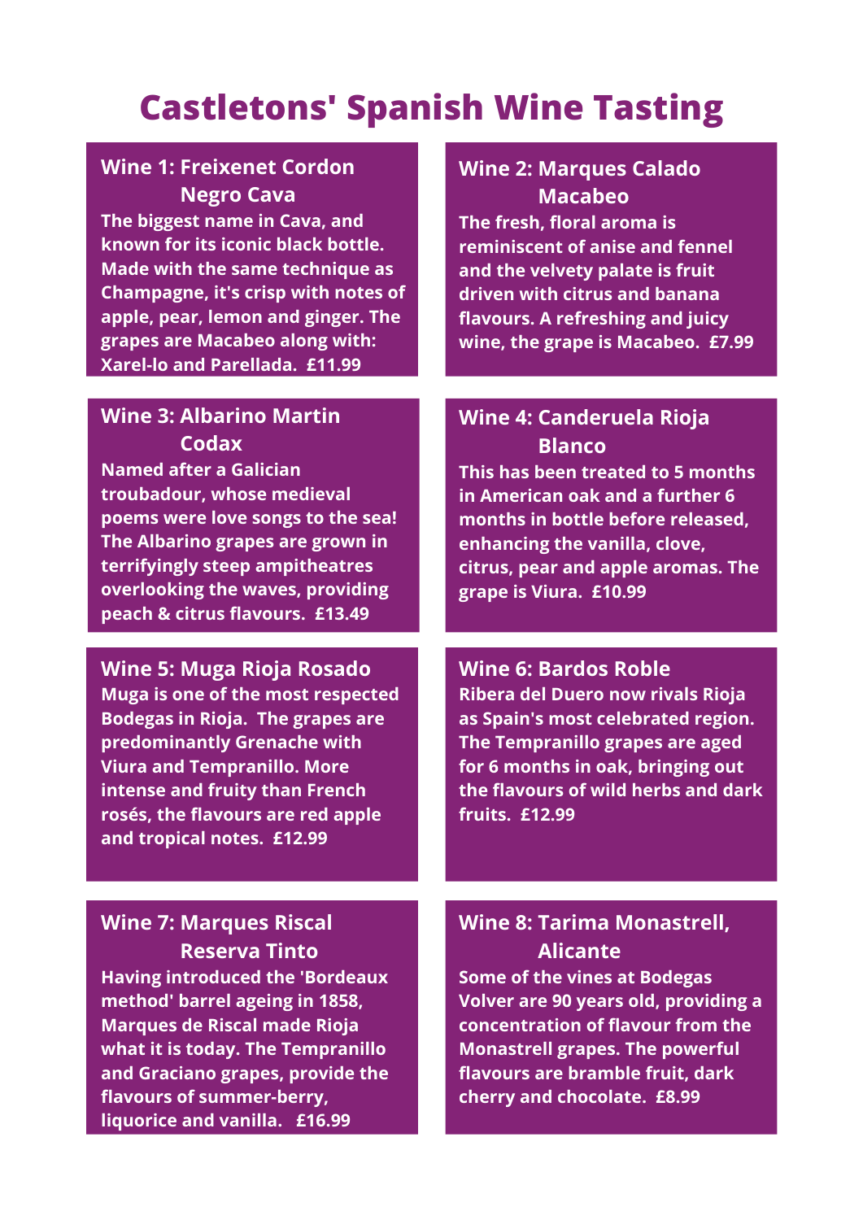# Castletons' Spanish Wine Tasting

## Wine 1: Freixenet Cordon Negro Cava

The biggest name in Cava, and known for its iconic black bottle. Made with the same technique as Champagne, it's crisp with notes of apple, pear, lemon and ginger. The grapes are Macabeo along with: Xarel-lo and Parellada. £11.99

## Wine 2: Marques Calado Macabeo

The fresh, floral aroma is reminiscent of anise and fennel and the velvety palate is fruit driven with citrus and banana flavours. A refreshing and juicy wine, the grape is Macabeo. £7.99

## Wine 3: Albarino Martin Codax

Named after a Galician troubadour, whose medieval poems were love songs to the sea! The Albarino grapes are grown in terrifyingly steep ampitheatres overlooking the waves, providing peach & citrus flavours. £13.49

## Wine 4: Canderuela Rioja Blanco

This has been treated to 5 months in American oak and a further 6 months in bottle before released, enhancing the vanilla, clove, citrus, pear and apple aromas. The grape is Viura. £10.99

## Wine 5: Muga Rioja Rosado

Muga is one of the most respected Bodegas in Rioja. The grapes are predominantly Grenache with Viura and Tempranillo. More intense and fruity than French rosés, the flavours are red apple and tropical notes. £12.99

## Wine 6: Bardos Roble

Ribera del Duero now rivals Rioja as Spain's most celebrated region. The Tempranillo grapes are aged for 6 months in oak, bringing out the flavours of wild herbs and dark fruits. £12.99

## Wine 7: Marques Riscal Reserva Tinto

Having introduced the 'Bordeaux method' barrel ageing in 1858, Marques de Riscal made Rioja what it is today. The Tempranillo and Graciano grapes, provide the flavours of summer-berry, liquorice and vanilla. £16.99

## Wine 8: Tarima Monastrell, Alicante

Some of the vines at Bodegas Volver are 90 years old, providing a concentration of flavour from the Monastrell grapes. The powerful flavours are bramble fruit, dark cherry and chocolate. £8.99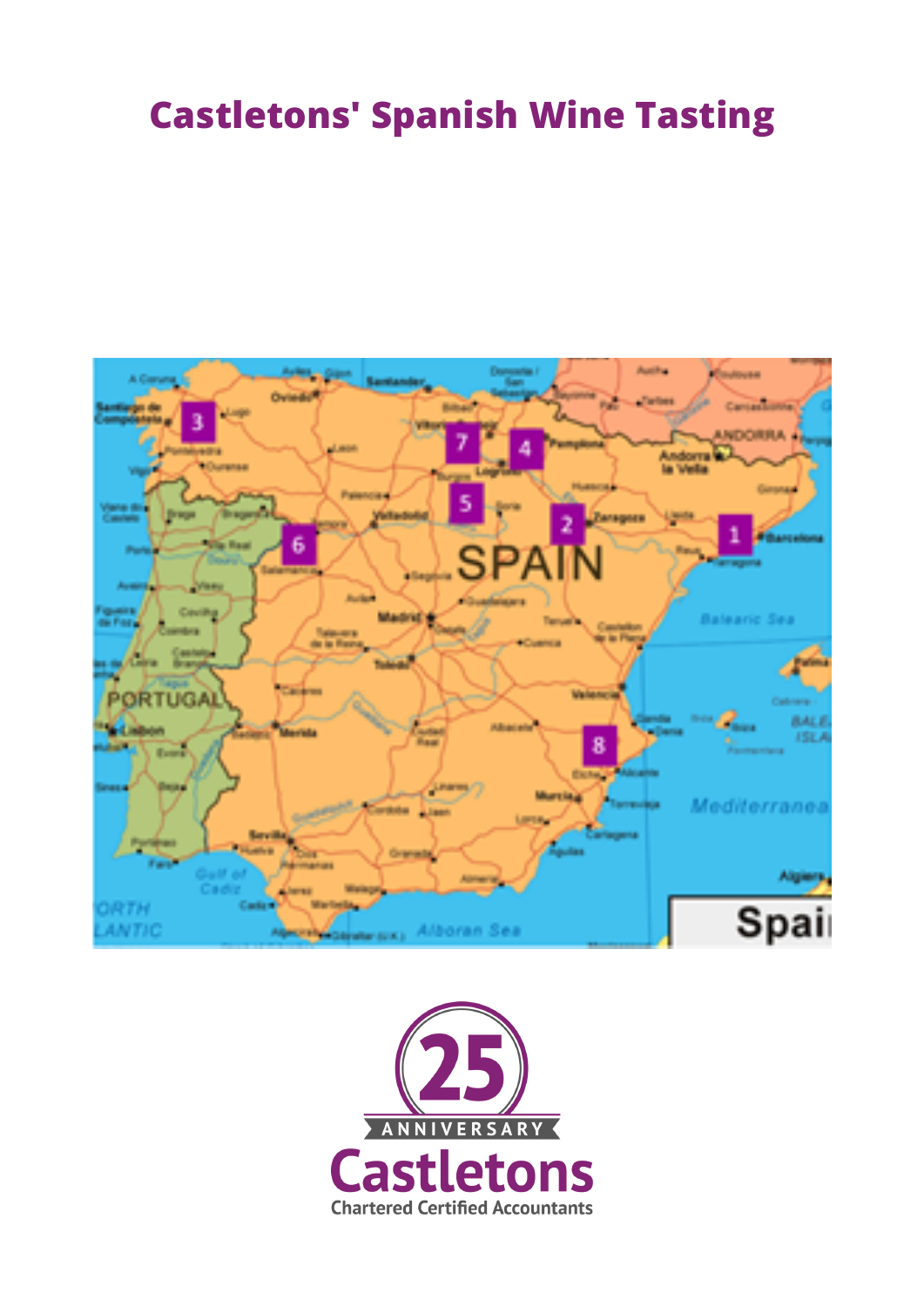# Castletons' Spanish Wine Tasting

25
ANNIVERSARY
Castletons
Chartered Certified Accountants